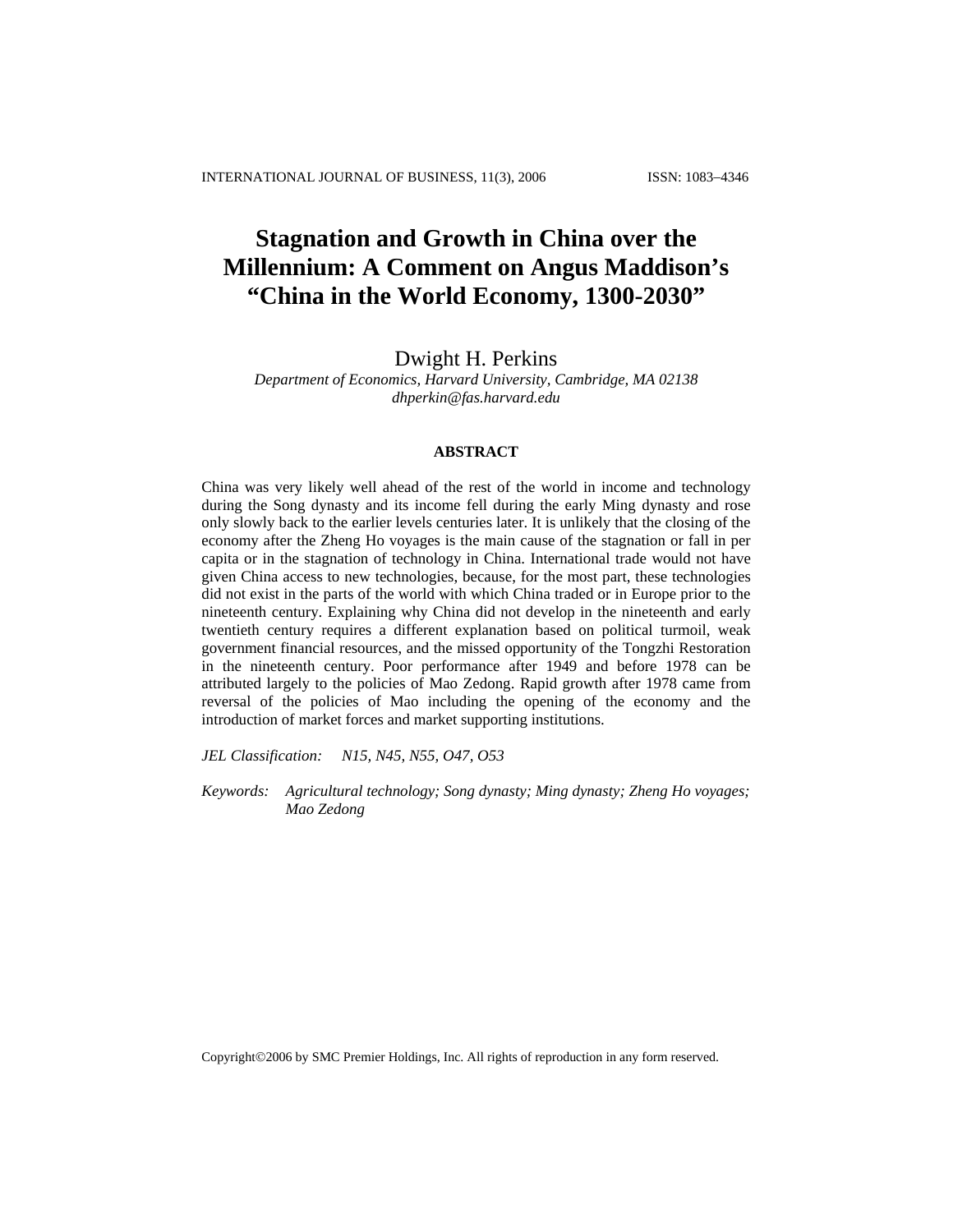# Stagnation and Growth in China over the Millennium: A Comment on Angus Maddison's "China in the World Economy, 1300-2030"

Dwight H. Perkins

*Department of Economics, Harvard University, Cambridge, MA 02138*
*dhperkin@fas.harvard.edu*

## ABSTRACT

China was very likely well ahead of the rest of the world in income and technology during the Song dynasty and its income fell during the early Ming dynasty and rose only slowly back to the earlier levels centuries later. It is unlikely that the closing of the economy after the Zheng Ho voyages is the main cause of the stagnation or fall in per capita or in the stagnation of technology in China. International trade would not have given China access to new technologies, because, for the most part, these technologies did not exist in the parts of the world with which China traded or in Europe prior to the nineteenth century. Explaining why China did not develop in the nineteenth and early twentieth century requires a different explanation based on political turmoil, weak government financial resources, and the missed opportunity of the Tongzhi Restoration in the nineteenth century. Poor performance after 1949 and before 1978 can be attributed largely to the policies of Mao Zedong. Rapid growth after 1978 came from reversal of the policies of Mao including the opening of the economy and the introduction of market forces and market supporting institutions.

*JEL Classification:* *N15, N45, N55, O47, O53*

*Keywords:* *Agricultural technology; Song dynasty; Ming dynasty; Zheng Ho voyages; Mao Zedong*

Copyright©2006 by SMC Premier Holdings, Inc. All rights of reproduction in any form reserved.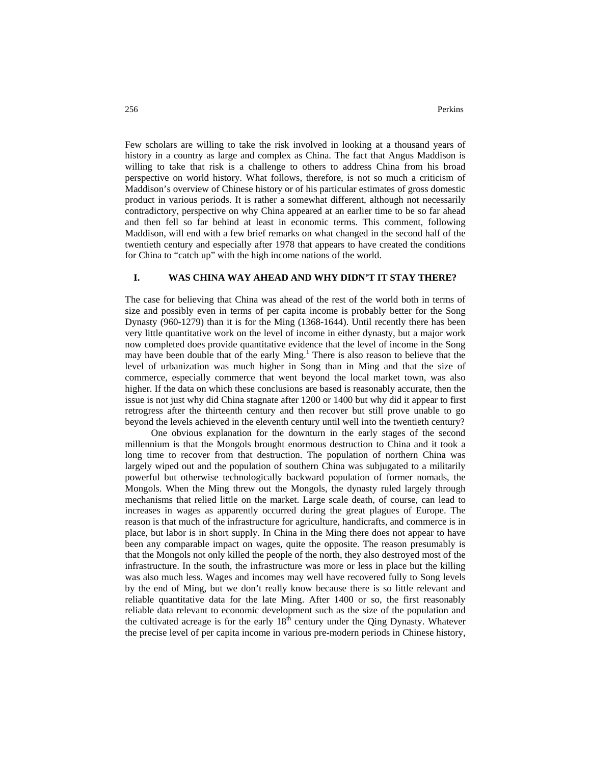Few scholars are willing to take the risk involved in looking at a thousand years of history in a country as large and complex as China. The fact that Angus Maddison is willing to take that risk is a challenge to others to address China from his broad perspective on world history. What follows, therefore, is not so much a criticism of Maddison's overview of Chinese history or of his particular estimates of gross domestic product in various periods. It is rather a somewhat different, although not necessarily contradictory, perspective on why China appeared at an earlier time to be so far ahead and then fell so far behind at least in economic terms. This comment, following Maddison, will end with a few brief remarks on what changed in the second half of the twentieth century and especially after 1978 that appears to have created the conditions for China to "catch up" with the high income nations of the world.

## I. WAS CHINA WAY AHEAD AND WHY DIDN'T IT STAY THERE?

The case for believing that China was ahead of the rest of the world both in terms of size and possibly even in terms of per capita income is probably better for the Song Dynasty (960-1279) than it is for the Ming (1368-1644). Until recently there has been very little quantitative work on the level of income in either dynasty, but a major work now completed does provide quantitative evidence that the level of income in the Song may have been double that of the early Ming.[1] There is also reason to believe that the level of urbanization was much higher in Song than in Ming and that the size of commerce, especially commerce that went beyond the local market town, was also higher. If the data on which these conclusions are based is reasonably accurate, then the issue is not just why did China stagnate after 1200 or 1400 but why did it appear to first retrogress after the thirteenth century and then recover but still prove unable to go beyond the levels achieved in the eleventh century until well into the twentieth century?

One obvious explanation for the downturn in the early stages of the second millennium is that the Mongols brought enormous destruction to China and it took a long time to recover from that destruction. The population of northern China was largely wiped out and the population of southern China was subjugated to a militarily powerful but otherwise technologically backward population of former nomads, the Mongols. When the Ming threw out the Mongols, the dynasty ruled largely through mechanisms that relied little on the market. Large scale death, of course, can lead to increases in wages as apparently occurred during the great plagues of Europe. The reason is that much of the infrastructure for agriculture, handicrafts, and commerce is in place, but labor is in short supply. In China in the Ming there does not appear to have been any comparable impact on wages, quite the opposite. The reason presumably is that the Mongols not only killed the people of the north, they also destroyed most of the infrastructure. In the south, the infrastructure was more or less in place but the killing was also much less. Wages and incomes may well have recovered fully to Song levels by the end of Ming, but we don't really know because there is so little relevant and reliable quantitative data for the late Ming. After 1400 or so, the first reasonably reliable data relevant to economic development such as the size of the population and the cultivated acreage is for the early 18th century under the Qing Dynasty. Whatever the precise level of per capita income in various pre-modern periods in Chinese history,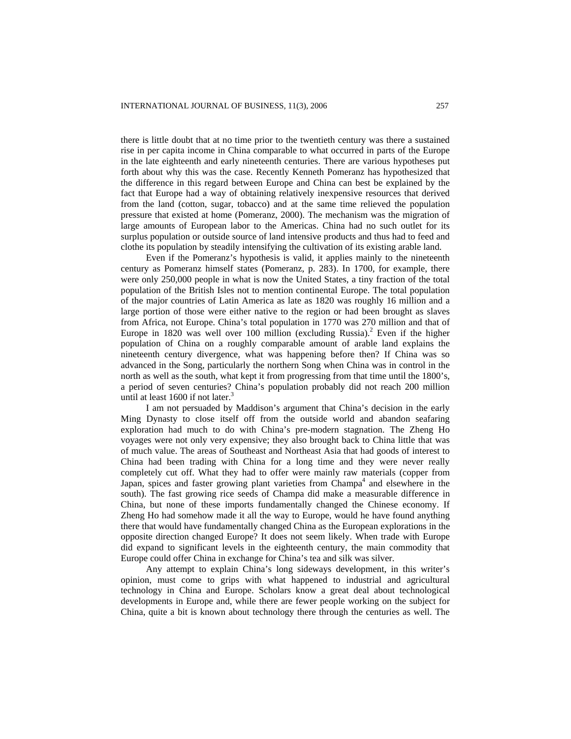there is little doubt that at no time prior to the twentieth century was there a sustained rise in per capita income in China comparable to what occurred in parts of the Europe in the late eighteenth and early nineteenth centuries. There are various hypotheses put forth about why this was the case. Recently Kenneth Pomeranz has hypothesized that the difference in this regard between Europe and China can best be explained by the fact that Europe had a way of obtaining relatively inexpensive resources that derived from the land (cotton, sugar, tobacco) and at the same time relieved the population pressure that existed at home (Pomeranz, 2000). The mechanism was the migration of large amounts of European labor to the Americas. China had no such outlet for its surplus population or outside source of land intensive products and thus had to feed and clothe its population by steadily intensifying the cultivation of its existing arable land.

Even if the Pomeranz's hypothesis is valid, it applies mainly to the nineteenth century as Pomeranz himself states (Pomeranz, p. 283). In 1700, for example, there were only 250,000 people in what is now the United States, a tiny fraction of the total population of the British Isles not to mention continental Europe. The total population of the major countries of Latin America as late as 1820 was roughly 16 million and a large portion of those were either native to the region or had been brought as slaves from Africa, not Europe. China's total population in 1770 was 270 million and that of Europe in 1820 was well over 100 million (excluding Russia).[2] Even if the higher population of China on a roughly comparable amount of arable land explains the nineteenth century divergence, what was happening before then? If China was so advanced in the Song, particularly the northern Song when China was in control in the north as well as the south, what kept it from progressing from that time until the 1800's, a period of seven centuries? China's population probably did not reach 200 million until at least 1600 if not later.[3]

I am not persuaded by Maddison's argument that China's decision in the early Ming Dynasty to close itself off from the outside world and abandon seafaring exploration had much to do with China's pre-modern stagnation. The Zheng Ho voyages were not only very expensive; they also brought back to China little that was of much value. The areas of Southeast and Northeast Asia that had goods of interest to China had been trading with China for a long time and they were never really completely cut off. What they had to offer were mainly raw materials (copper from Japan, spices and faster growing plant varieties from Champa[4] and elsewhere in the south). The fast growing rice seeds of Champa did make a measurable difference in China, but none of these imports fundamentally changed the Chinese economy. If Zheng Ho had somehow made it all the way to Europe, would he have found anything there that would have fundamentally changed China as the European explorations in the opposite direction changed Europe? It does not seem likely. When trade with Europe did expand to significant levels in the eighteenth century, the main commodity that Europe could offer China in exchange for China's tea and silk was silver.

Any attempt to explain China's long sideways development, in this writer's opinion, must come to grips with what happened to industrial and agricultural technology in China and Europe. Scholars know a great deal about technological developments in Europe and, while there are fewer people working on the subject for China, quite a bit is known about technology there through the centuries as well. The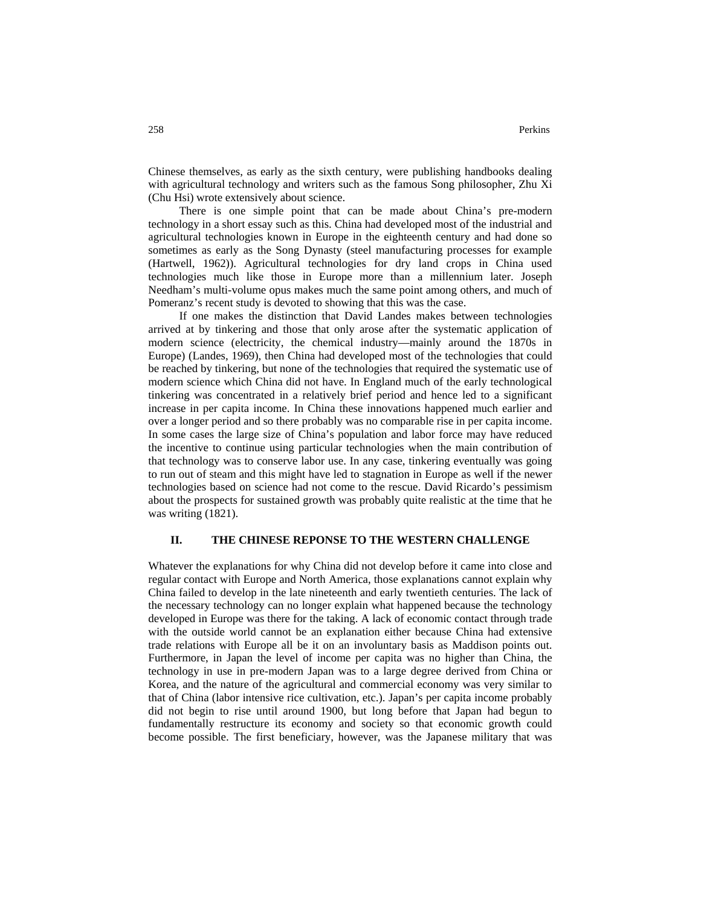Chinese themselves, as early as the sixth century, were publishing handbooks dealing with agricultural technology and writers such as the famous Song philosopher, Zhu Xi (Chu Hsi) wrote extensively about science.

There is one simple point that can be made about China's pre-modern technology in a short essay such as this. China had developed most of the industrial and agricultural technologies known in Europe in the eighteenth century and had done so sometimes as early as the Song Dynasty (steel manufacturing processes for example (Hartwell, 1962)). Agricultural technologies for dry land crops in China used technologies much like those in Europe more than a millennium later. Joseph Needham's multi-volume opus makes much the same point among others, and much of Pomeranz's recent study is devoted to showing that this was the case.

If one makes the distinction that David Landes makes between technologies arrived at by tinkering and those that only arose after the systematic application of modern science (electricity, the chemical industry—mainly around the 1870s in Europe) (Landes, 1969), then China had developed most of the technologies that could be reached by tinkering, but none of the technologies that required the systematic use of modern science which China did not have. In England much of the early technological tinkering was concentrated in a relatively brief period and hence led to a significant increase in per capita income. In China these innovations happened much earlier and over a longer period and so there probably was no comparable rise in per capita income. In some cases the large size of China's population and labor force may have reduced the incentive to continue using particular technologies when the main contribution of that technology was to conserve labor use. In any case, tinkering eventually was going to run out of steam and this might have led to stagnation in Europe as well if the newer technologies based on science had not come to the rescue. David Ricardo's pessimism about the prospects for sustained growth was probably quite realistic at the time that he was writing (1821).

## II. THE CHINESE REPONSE TO THE WESTERN CHALLENGE

Whatever the explanations for why China did not develop before it came into close and regular contact with Europe and North America, those explanations cannot explain why China failed to develop in the late nineteenth and early twentieth centuries. The lack of the necessary technology can no longer explain what happened because the technology developed in Europe was there for the taking. A lack of economic contact through trade with the outside world cannot be an explanation either because China had extensive trade relations with Europe all be it on an involuntary basis as Maddison points out. Furthermore, in Japan the level of income per capita was no higher than China, the technology in use in pre-modern Japan was to a large degree derived from China or Korea, and the nature of the agricultural and commercial economy was very similar to that of China (labor intensive rice cultivation, etc.). Japan's per capita income probably did not begin to rise until around 1900, but long before that Japan had begun to fundamentally restructure its economy and society so that economic growth could become possible. The first beneficiary, however, was the Japanese military that was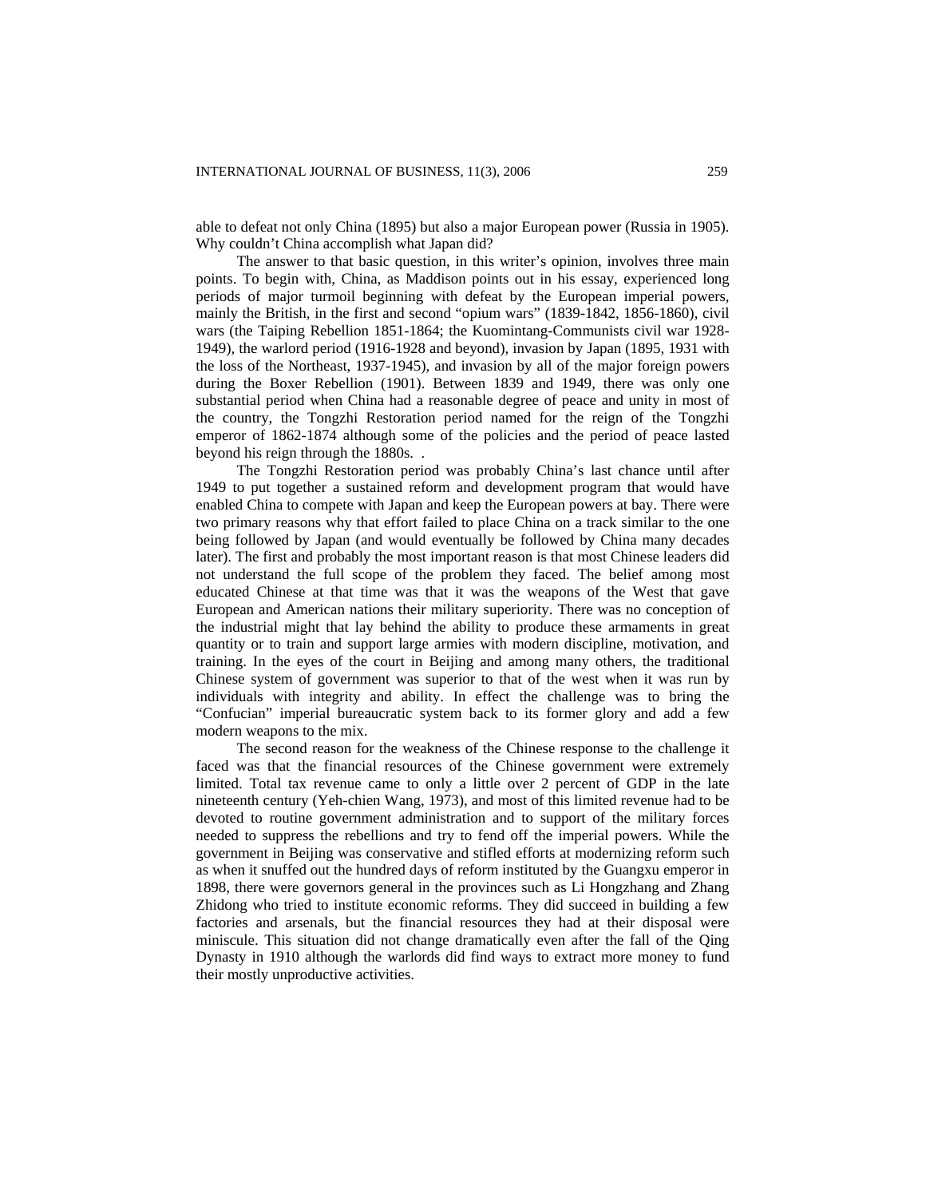able to defeat not only China (1895) but also a major European power (Russia in 1905). Why couldn't China accomplish what Japan did?

The answer to that basic question, in this writer's opinion, involves three main points. To begin with, China, as Maddison points out in his essay, experienced long periods of major turmoil beginning with defeat by the European imperial powers, mainly the British, in the first and second "opium wars" (1839-1842, 1856-1860), civil wars (the Taiping Rebellion 1851-1864; the Kuomintang-Communists civil war 1928-1949), the warlord period (1916-1928 and beyond), invasion by Japan (1895, 1931 with the loss of the Northeast, 1937-1945), and invasion by all of the major foreign powers during the Boxer Rebellion (1901). Between 1839 and 1949, there was only one substantial period when China had a reasonable degree of peace and unity in most of the country, the Tongzhi Restoration period named for the reign of the Tongzhi emperor of 1862-1874 although some of the policies and the period of peace lasted beyond his reign through the 1880s. .

The Tongzhi Restoration period was probably China's last chance until after 1949 to put together a sustained reform and development program that would have enabled China to compete with Japan and keep the European powers at bay. There were two primary reasons why that effort failed to place China on a track similar to the one being followed by Japan (and would eventually be followed by China many decades later). The first and probably the most important reason is that most Chinese leaders did not understand the full scope of the problem they faced. The belief among most educated Chinese at that time was that it was the weapons of the West that gave European and American nations their military superiority. There was no conception of the industrial might that lay behind the ability to produce these armaments in great quantity or to train and support large armies with modern discipline, motivation, and training. In the eyes of the court in Beijing and among many others, the traditional Chinese system of government was superior to that of the west when it was run by individuals with integrity and ability. In effect the challenge was to bring the "Confucian" imperial bureaucratic system back to its former glory and add a few modern weapons to the mix.

The second reason for the weakness of the Chinese response to the challenge it faced was that the financial resources of the Chinese government were extremely limited. Total tax revenue came to only a little over 2 percent of GDP in the late nineteenth century (Yeh-chien Wang, 1973), and most of this limited revenue had to be devoted to routine government administration and to support of the military forces needed to suppress the rebellions and try to fend off the imperial powers. While the government in Beijing was conservative and stifled efforts at modernizing reform such as when it snuffed out the hundred days of reform instituted by the Guangxu emperor in 1898, there were governors general in the provinces such as Li Hongzhang and Zhang Zhidong who tried to institute economic reforms. They did succeed in building a few factories and arsenals, but the financial resources they had at their disposal were miniscule. This situation did not change dramatically even after the fall of the Qing Dynasty in 1910 although the warlords did find ways to extract more money to fund their mostly unproductive activities.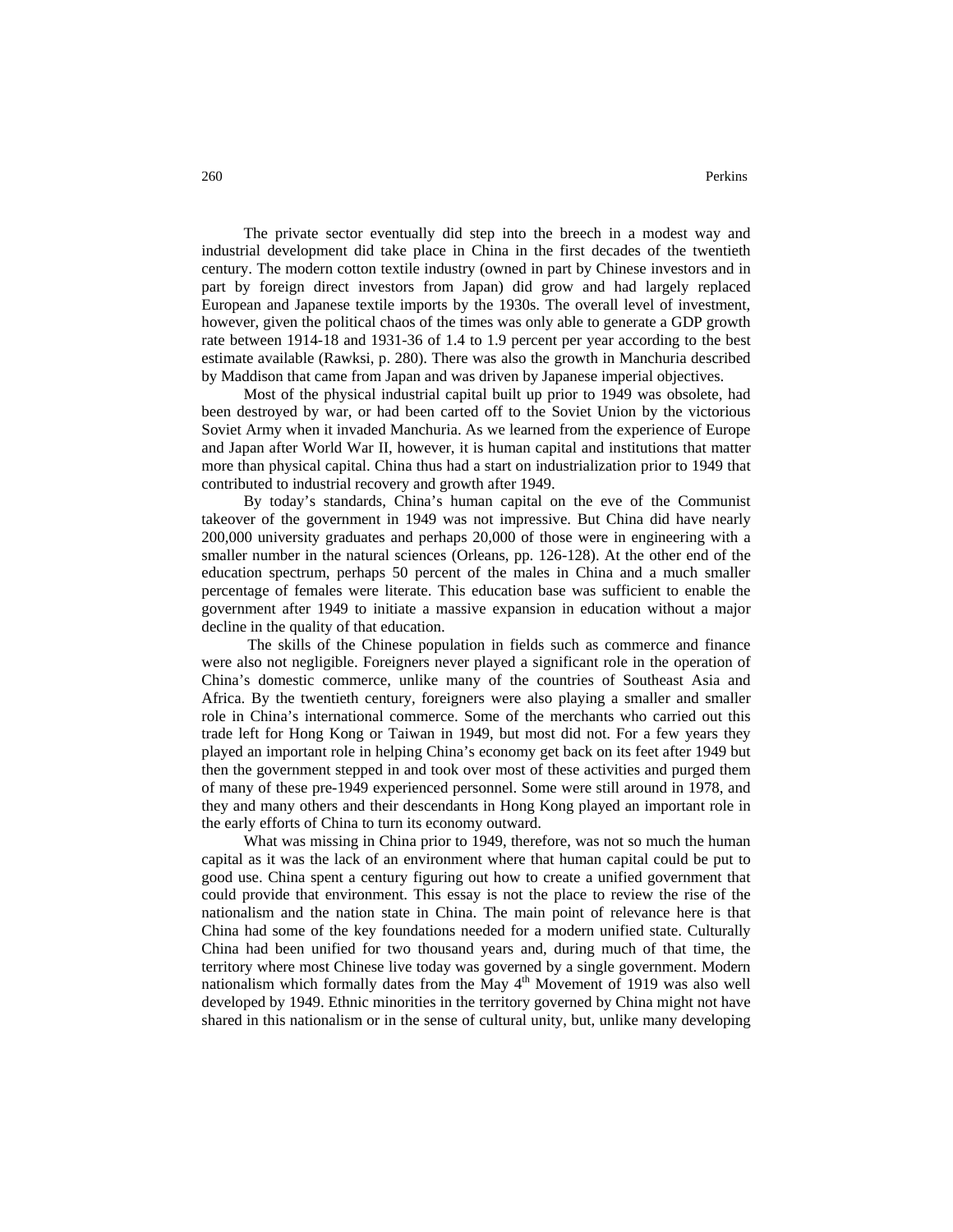The private sector eventually did step into the breech in a modest way and industrial development did take place in China in the first decades of the twentieth century. The modern cotton textile industry (owned in part by Chinese investors and in part by foreign direct investors from Japan) did grow and had largely replaced European and Japanese textile imports by the 1930s. The overall level of investment, however, given the political chaos of the times was only able to generate a GDP growth rate between 1914-18 and 1931-36 of 1.4 to 1.9 percent per year according to the best estimate available (Rawksi, p. 280). There was also the growth in Manchuria described by Maddison that came from Japan and was driven by Japanese imperial objectives.

Most of the physical industrial capital built up prior to 1949 was obsolete, had been destroyed by war, or had been carted off to the Soviet Union by the victorious Soviet Army when it invaded Manchuria. As we learned from the experience of Europe and Japan after World War II, however, it is human capital and institutions that matter more than physical capital. China thus had a start on industrialization prior to 1949 that contributed to industrial recovery and growth after 1949.

By today's standards, China's human capital on the eve of the Communist takeover of the government in 1949 was not impressive. But China did have nearly 200,000 university graduates and perhaps 20,000 of those were in engineering with a smaller number in the natural sciences (Orleans, pp. 126-128). At the other end of the education spectrum, perhaps 50 percent of the males in China and a much smaller percentage of females were literate. This education base was sufficient to enable the government after 1949 to initiate a massive expansion in education without a major decline in the quality of that education.

The skills of the Chinese population in fields such as commerce and finance were also not negligible. Foreigners never played a significant role in the operation of China's domestic commerce, unlike many of the countries of Southeast Asia and Africa. By the twentieth century, foreigners were also playing a smaller and smaller role in China's international commerce. Some of the merchants who carried out this trade left for Hong Kong or Taiwan in 1949, but most did not. For a few years they played an important role in helping China's economy get back on its feet after 1949 but then the government stepped in and took over most of these activities and purged them of many of these pre-1949 experienced personnel. Some were still around in 1978, and they and many others and their descendants in Hong Kong played an important role in the early efforts of China to turn its economy outward.

What was missing in China prior to 1949, therefore, was not so much the human capital as it was the lack of an environment where that human capital could be put to good use. China spent a century figuring out how to create a unified government that could provide that environment. This essay is not the place to review the rise of the nationalism and the nation state in China. The main point of relevance here is that China had some of the key foundations needed for a modern unified state. Culturally China had been unified for two thousand years and, during much of that time, the territory where most Chinese live today was governed by a single government. Modern nationalism which formally dates from the May 4th Movement of 1919 was also well developed by 1949. Ethnic minorities in the territory governed by China might not have shared in this nationalism or in the sense of cultural unity, but, unlike many developing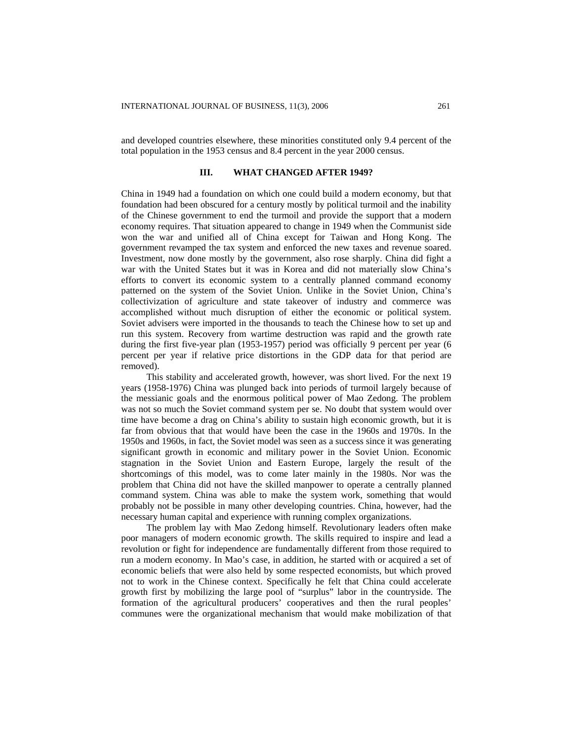and developed countries elsewhere, these minorities constituted only 9.4 percent of the total population in the 1953 census and 8.4 percent in the year 2000 census.

## III. WHAT CHANGED AFTER 1949?

China in 1949 had a foundation on which one could build a modern economy, but that foundation had been obscured for a century mostly by political turmoil and the inability of the Chinese government to end the turmoil and provide the support that a modern economy requires. That situation appeared to change in 1949 when the Communist side won the war and unified all of China except for Taiwan and Hong Kong. The government revamped the tax system and enforced the new taxes and revenue soared. Investment, now done mostly by the government, also rose sharply. China did fight a war with the United States but it was in Korea and did not materially slow China's efforts to convert its economic system to a centrally planned command economy patterned on the system of the Soviet Union. Unlike in the Soviet Union, China's collectivization of agriculture and state takeover of industry and commerce was accomplished without much disruption of either the economic or political system. Soviet advisers were imported in the thousands to teach the Chinese how to set up and run this system. Recovery from wartime destruction was rapid and the growth rate during the first five-year plan (1953-1957) period was officially 9 percent per year (6 percent per year if relative price distortions in the GDP data for that period are removed).

This stability and accelerated growth, however, was short lived. For the next 19 years (1958-1976) China was plunged back into periods of turmoil largely because of the messianic goals and the enormous political power of Mao Zedong. The problem was not so much the Soviet command system per se. No doubt that system would over time have become a drag on China's ability to sustain high economic growth, but it is far from obvious that that would have been the case in the 1960s and 1970s. In the 1950s and 1960s, in fact, the Soviet model was seen as a success since it was generating significant growth in economic and military power in the Soviet Union. Economic stagnation in the Soviet Union and Eastern Europe, largely the result of the shortcomings of this model, was to come later mainly in the 1980s. Nor was the problem that China did not have the skilled manpower to operate a centrally planned command system. China was able to make the system work, something that would probably not be possible in many other developing countries. China, however, had the necessary human capital and experience with running complex organizations.

The problem lay with Mao Zedong himself. Revolutionary leaders often make poor managers of modern economic growth. The skills required to inspire and lead a revolution or fight for independence are fundamentally different from those required to run a modern economy. In Mao's case, in addition, he started with or acquired a set of economic beliefs that were also held by some respected economists, but which proved not to work in the Chinese context. Specifically he felt that China could accelerate growth first by mobilizing the large pool of "surplus" labor in the countryside. The formation of the agricultural producers' cooperatives and then the rural peoples' communes were the organizational mechanism that would make mobilization of that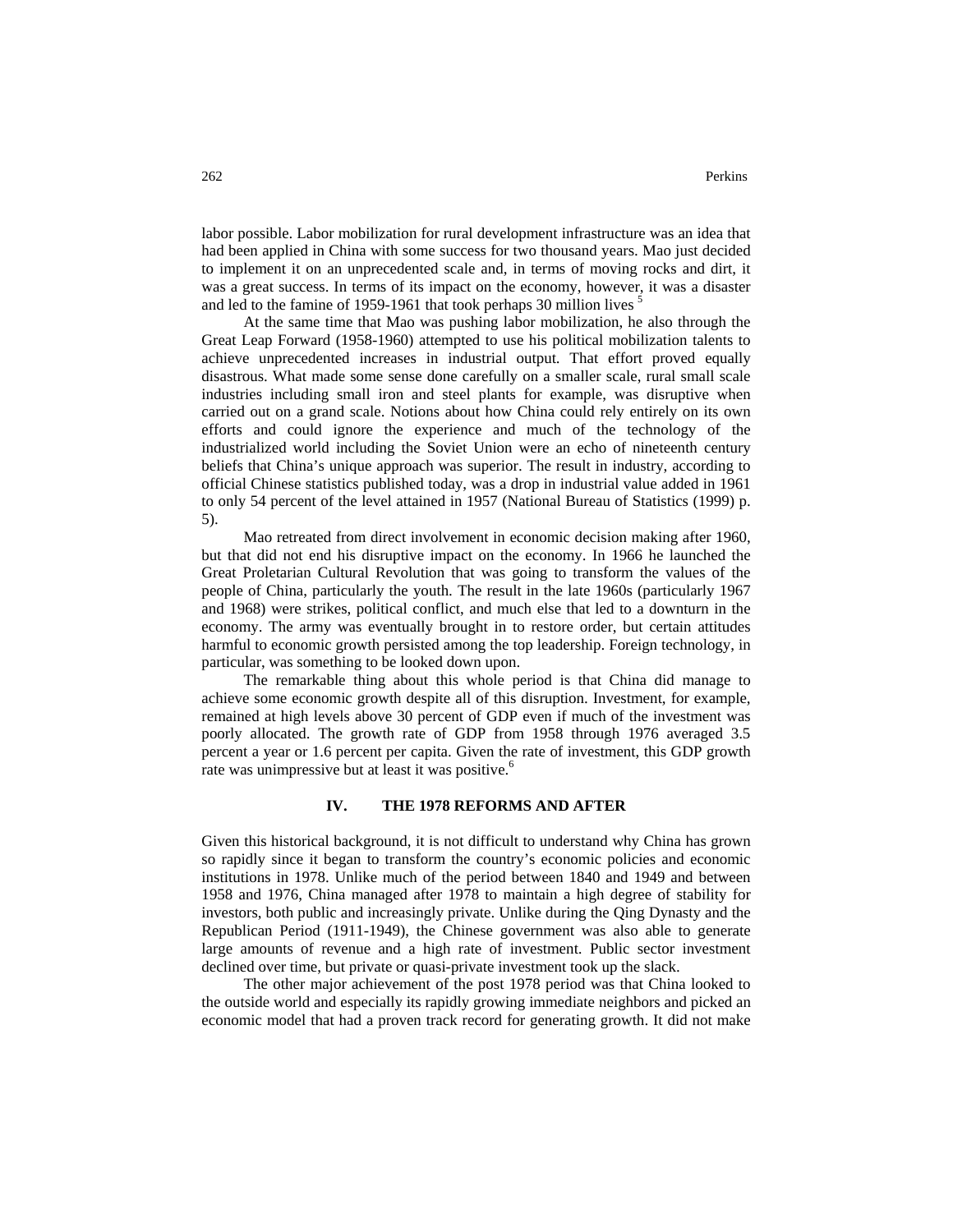labor possible. Labor mobilization for rural development infrastructure was an idea that had been applied in China with some success for two thousand years. Mao just decided to implement it on an unprecedented scale and, in terms of moving rocks and dirt, it was a great success. In terms of its impact on the economy, however, it was a disaster and led to the famine of 1959-1961 that took perhaps 30 million lives [5]

At the same time that Mao was pushing labor mobilization, he also through the Great Leap Forward (1958-1960) attempted to use his political mobilization talents to achieve unprecedented increases in industrial output. That effort proved equally disastrous. What made some sense done carefully on a smaller scale, rural small scale industries including small iron and steel plants for example, was disruptive when carried out on a grand scale. Notions about how China could rely entirely on its own efforts and could ignore the experience and much of the technology of the industrialized world including the Soviet Union were an echo of nineteenth century beliefs that China's unique approach was superior. The result in industry, according to official Chinese statistics published today, was a drop in industrial value added in 1961 to only 54 percent of the level attained in 1957 (National Bureau of Statistics (1999) p. 5).

Mao retreated from direct involvement in economic decision making after 1960, but that did not end his disruptive impact on the economy. In 1966 he launched the Great Proletarian Cultural Revolution that was going to transform the values of the people of China, particularly the youth. The result in the late 1960s (particularly 1967 and 1968) were strikes, political conflict, and much else that led to a downturn in the economy. The army was eventually brought in to restore order, but certain attitudes harmful to economic growth persisted among the top leadership. Foreign technology, in particular, was something to be looked down upon.

The remarkable thing about this whole period is that China did manage to achieve some economic growth despite all of this disruption. Investment, for example, remained at high levels above 30 percent of GDP even if much of the investment was poorly allocated. The growth rate of GDP from 1958 through 1976 averaged 3.5 percent a year or 1.6 percent per capita. Given the rate of investment, this GDP growth rate was unimpressive but at least it was positive.[6]

## IV. THE 1978 REFORMS AND AFTER

Given this historical background, it is not difficult to understand why China has grown so rapidly since it began to transform the country's economic policies and economic institutions in 1978. Unlike much of the period between 1840 and 1949 and between 1958 and 1976, China managed after 1978 to maintain a high degree of stability for investors, both public and increasingly private. Unlike during the Qing Dynasty and the Republican Period (1911-1949), the Chinese government was also able to generate large amounts of revenue and a high rate of investment. Public sector investment declined over time, but private or quasi-private investment took up the slack.

The other major achievement of the post 1978 period was that China looked to the outside world and especially its rapidly growing immediate neighbors and picked an economic model that had a proven track record for generating growth. It did not make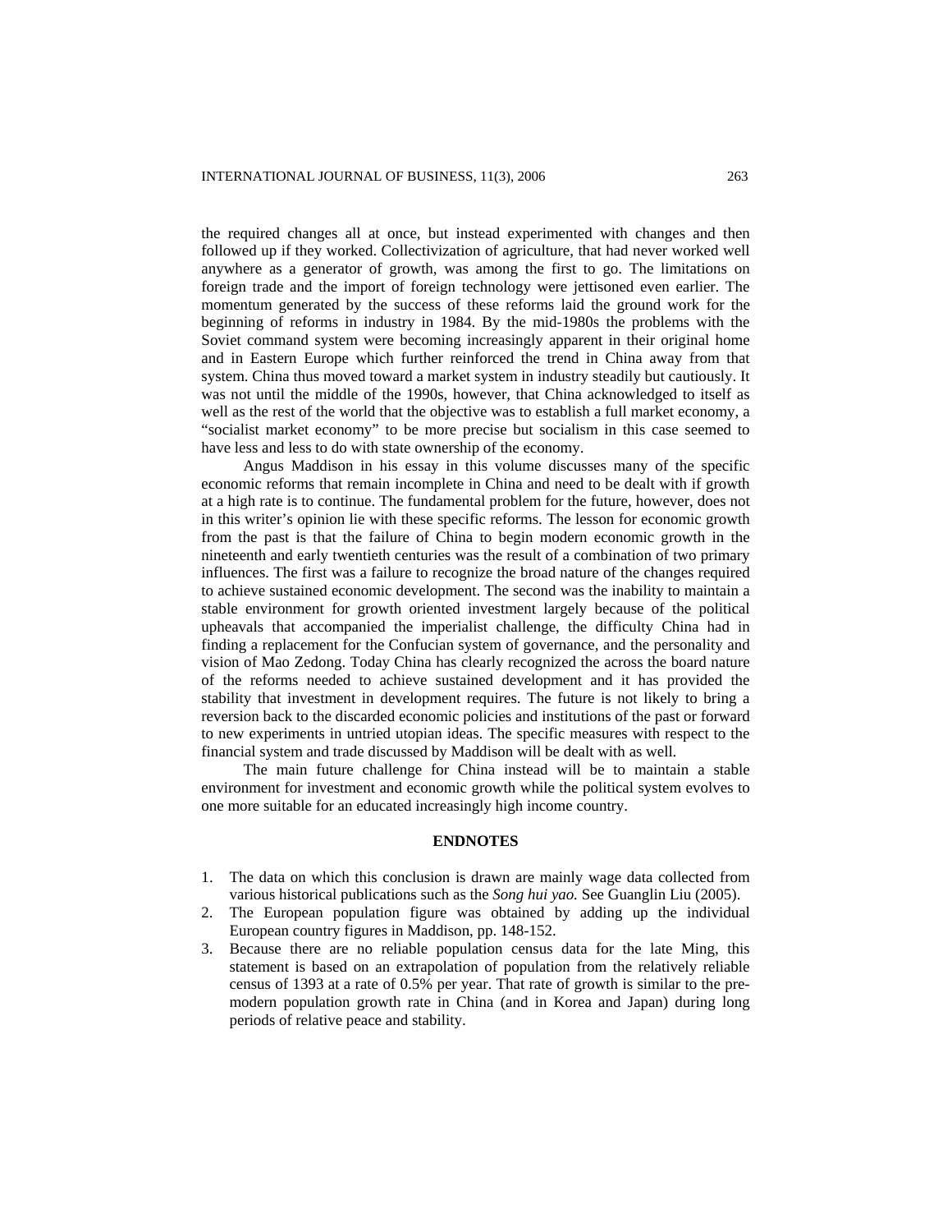the required changes all at once, but instead experimented with changes and then followed up if they worked. Collectivization of agriculture, that had never worked well anywhere as a generator of growth, was among the first to go. The limitations on foreign trade and the import of foreign technology were jettisoned even earlier. The momentum generated by the success of these reforms laid the ground work for the beginning of reforms in industry in 1984. By the mid-1980s the problems with the Soviet command system were becoming increasingly apparent in their original home and in Eastern Europe which further reinforced the trend in China away from that system. China thus moved toward a market system in industry steadily but cautiously. It was not until the middle of the 1990s, however, that China acknowledged to itself as well as the rest of the world that the objective was to establish a full market economy, a "socialist market economy" to be more precise but socialism in this case seemed to have less and less to do with state ownership of the economy.

Angus Maddison in his essay in this volume discusses many of the specific economic reforms that remain incomplete in China and need to be dealt with if growth at a high rate is to continue. The fundamental problem for the future, however, does not in this writer's opinion lie with these specific reforms. The lesson for economic growth from the past is that the failure of China to begin modern economic growth in the nineteenth and early twentieth centuries was the result of a combination of two primary influences. The first was a failure to recognize the broad nature of the changes required to achieve sustained economic development. The second was the inability to maintain a stable environment for growth oriented investment largely because of the political upheavals that accompanied the imperialist challenge, the difficulty China had in finding a replacement for the Confucian system of governance, and the personality and vision of Mao Zedong. Today China has clearly recognized the across the board nature of the reforms needed to achieve sustained development and it has provided the stability that investment in development requires. The future is not likely to bring a reversion back to the discarded economic policies and institutions of the past or forward to new experiments in untried utopian ideas. The specific measures with respect to the financial system and trade discussed by Maddison will be dealt with as well.

The main future challenge for China instead will be to maintain a stable environment for investment and economic growth while the political system evolves to one more suitable for an educated increasingly high income country.

## ENDNOTES

1. The data on which this conclusion is drawn are mainly wage data collected from various historical publications such as the *Song hui yao.* See Guanglin Liu (2005).
2. The European population figure was obtained by adding up the individual European country figures in Maddison, pp. 148-152.
3. Because there are no reliable population census data for the late Ming, this statement is based on an extrapolation of population from the relatively reliable census of 1393 at a rate of 0.5% per year. That rate of growth is similar to the pre-modern population growth rate in China (and in Korea and Japan) during long periods of relative peace and stability.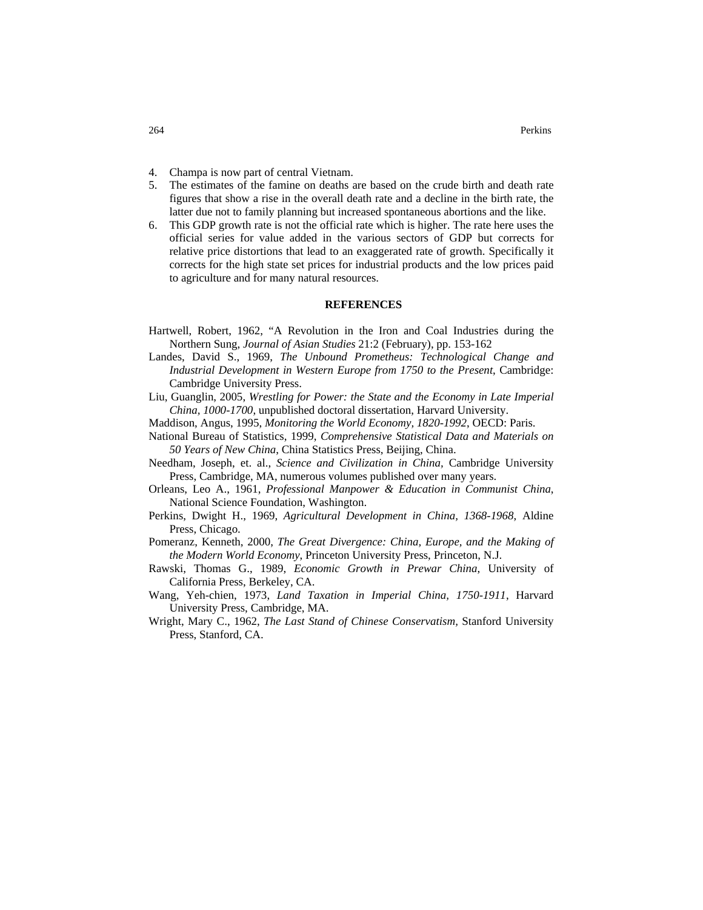4. Champa is now part of central Vietnam.
5. The estimates of the famine on deaths are based on the crude birth and death rate figures that show a rise in the overall death rate and a decline in the birth rate, the latter due not to family planning but increased spontaneous abortions and the like.
6. This GDP growth rate is not the official rate which is higher. The rate here uses the official series for value added in the various sectors of GDP but corrects for relative price distortions that lead to an exaggerated rate of growth. Specifically it corrects for the high state set prices for industrial products and the low prices paid to agriculture and for many natural resources.

## REFERENCES

Hartwell, Robert, 1962, "A Revolution in the Iron and Coal Industries during the Northern Sung, *Journal of Asian Studies* 21:2 (February), pp. 153-162

Landes, David S., 1969, *The Unbound Prometheus: Technological Change and Industrial Development in Western Europe from 1750 to the Present*, Cambridge: Cambridge University Press.

Liu, Guanglin, 2005, *Wrestling for Power: the State and the Economy in Late Imperial China, 1000-1700*, unpublished doctoral dissertation, Harvard University.

Maddison, Angus, 1995, *Monitoring the World Economy, 1820-1992*, OECD: Paris.

National Bureau of Statistics, 1999, *Comprehensive Statistical Data and Materials on 50 Years of New China*, China Statistics Press, Beijing, China.

Needham, Joseph, et. al., *Science and Civilization in China*, Cambridge University Press, Cambridge, MA, numerous volumes published over many years.

Orleans, Leo A., 1961, *Professional Manpower & Education in Communist China*, National Science Foundation, Washington.

Perkins, Dwight H., 1969, *Agricultural Development in China, 1368-1968*, Aldine Press, Chicago.

Pomeranz, Kenneth, 2000, *The Great Divergence: China, Europe, and the Making of the Modern World Economy*, Princeton University Press, Princeton, N.J.

Rawski, Thomas G., 1989, *Economic Growth in Prewar China*, University of California Press, Berkeley, CA.

Wang, Yeh-chien, 1973, *Land Taxation in Imperial China, 1750-1911*, Harvard University Press, Cambridge, MA.

Wright, Mary C., 1962, *The Last Stand of Chinese Conservatism*, Stanford University Press, Stanford, CA.